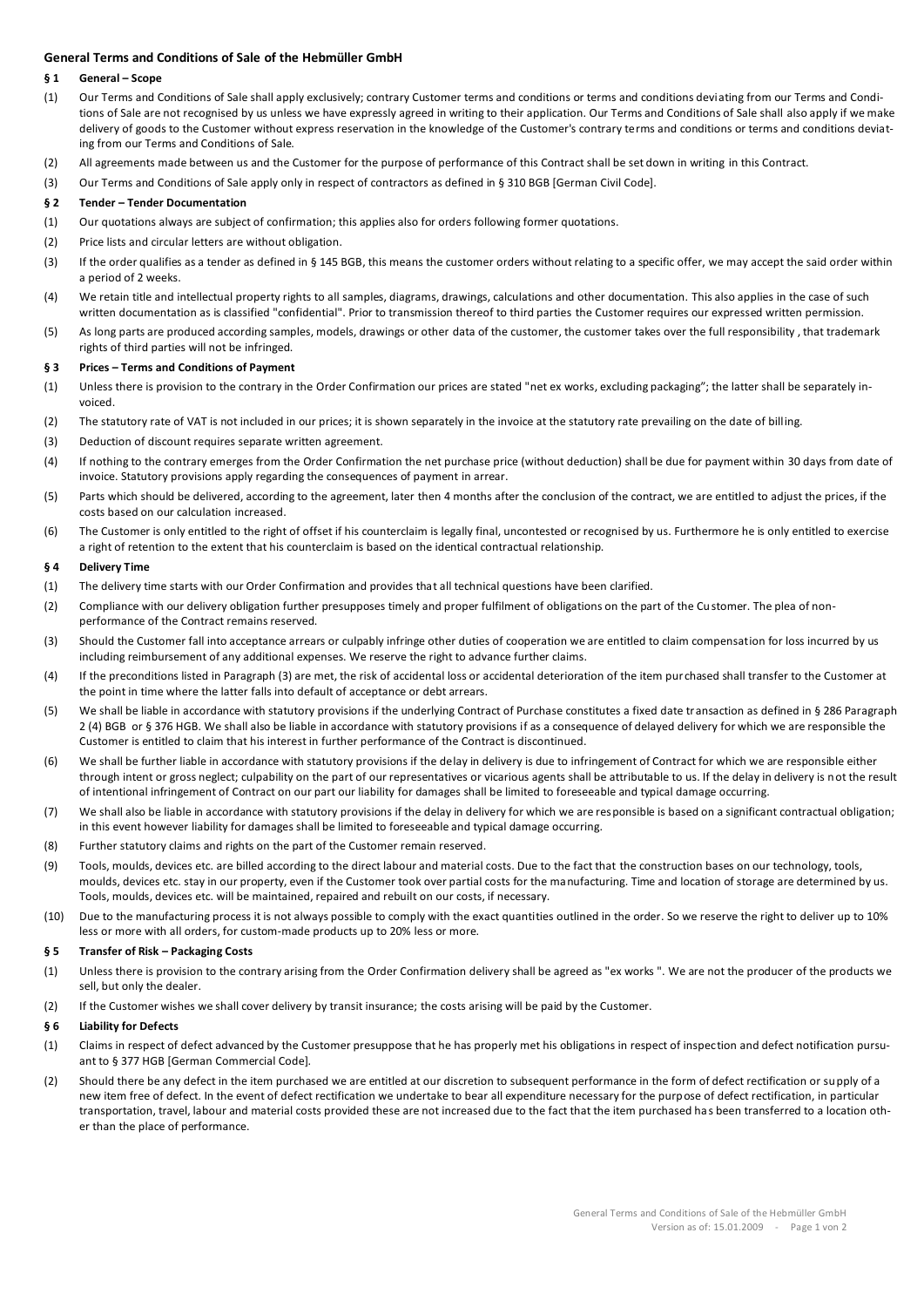# General Terms and Conditions of Sale of the Hebmüller GmbH

## § 1 General – Scope

(1) Our Terms and Conditions of Sale shall apply exclusively; contrary Customer terms and conditions or terms and conditions deviating from our Terms and Conditions of Sale are not recognised by us unless we have expressly agreed in writing to their application. Our Terms and Conditions of Sale shall also apply if we make delivery of goods to the Customer without express reservation in the knowledge of the Customer's contrary terms and conditions or terms and conditions deviating from our Terms and Conditions of Sale.

(2) All agreements made between us and the Customer for the purpose of performance of this Contract shall be set down in writing in this Contract.

(3) Our Terms and Conditions of Sale apply only in respect of contractors as defined in § 310 BGB [German Civil Code].

## § 2 Tender – Tender Documentation

(1) Our quotations always are subject of confirmation; this applies also for orders following former quotations.

(2) Price lists and circular letters are without obligation.

(3) If the order qualifies as a tender as defined in § 145 BGB, this means the customer orders without relating to a specific offer, we may accept the said order within a period of 2 weeks.

(4) We retain title and intellectual property rights to all samples, diagrams, drawings, calculations and other documentation. This also applies in the case of such written documentation as is classified "confidential". Prior to transmission thereof to third parties the Customer requires our expressed written permission.

(5) As long parts are produced according samples, models, drawings or other data of the customer, the customer takes over the full responsibility , that trademark rights of third parties will not be infringed.

## § 3 Prices – Terms and Conditions of Payment

(1) Unless there is provision to the contrary in the Order Confirmation our prices are stated "net ex works, excluding packaging"; the latter shall be separately invoiced.

(2) The statutory rate of VAT is not included in our prices; it is shown separately in the invoice at the statutory rate prevailing on the date of billing.

(3) Deduction of discount requires separate written agreement.

(4) If nothing to the contrary emerges from the Order Confirmation the net purchase price (without deduction) shall be due for payment within 30 days from date of invoice. Statutory provisions apply regarding the consequences of payment in arrear.

(5) Parts which should be delivered, according to the agreement, later then 4 months after the conclusion of the contract, we are entitled to adjust the prices, if the costs based on our calculation increased.

(6) The Customer is only entitled to the right of offset if his counterclaim is legally final, uncontested or recognised by us. Furthermore he is only entitled to exercise a right of retention to the extent that his counterclaim is based on the identical contractual relationship.

## § 4 Delivery Time

(1) The delivery time starts with our Order Confirmation and provides that all technical questions have been clarified.

(2) Compliance with our delivery obligation further presupposes timely and proper fulfilment of obligations on the part of the Customer. The plea of non-performance of the Contract remains reserved.

(3) Should the Customer fall into acceptance arrears or culpably infringe other duties of cooperation we are entitled to claim compensation for loss incurred by us including reimbursement of any additional expenses. We reserve the right to advance further claims.

(4) If the preconditions listed in Paragraph (3) are met, the risk of accidental loss or accidental deterioration of the item purchased shall transfer to the Customer at the point in time where the latter falls into default of acceptance or debt arrears.

(5) We shall be liable in accordance with statutory provisions if the underlying Contract of Purchase constitutes a fixed date transaction as defined in § 286 Paragraph 2 (4) BGB or § 376 HGB. We shall also be liable in accordance with statutory provisions if as a consequence of delayed delivery for which we are responsible the Customer is entitled to claim that his interest in further performance of the Contract is discontinued.

(6) We shall be further liable in accordance with statutory provisions if the delay in delivery is due to infringement of Contract for which we are responsible either through intent or gross neglect; culpability on the part of our representatives or vicarious agents shall be attributable to us. If the delay in delivery is not the result of intentional infringement of Contract on our part our liability for damages shall be limited to foreseeable and typical damage occurring.

(7) We shall also be liable in accordance with statutory provisions if the delay in delivery for which we are responsible is based on a significant contractual obligation; in this event however liability for damages shall be limited to foreseeable and typical damage occurring.

(8) Further statutory claims and rights on the part of the Customer remain reserved.

(9) Tools, moulds, devices etc. are billed according to the direct labour and material costs. Due to the fact that the construction bases on our technology, tools, moulds, devices etc. stay in our property, even if the Customer took over partial costs for the manufacturing. Time and location of storage are determined by us. Tools, moulds, devices etc. will be maintained, repaired and rebuilt on our costs, if necessary.

(10) Due to the manufacturing process it is not always possible to comply with the exact quantities outlined in the order. So we reserve the right to deliver up to 10% less or more with all orders, for custom-made products up to 20% less or more.

## § 5 Transfer of Risk – Packaging Costs

(1) Unless there is provision to the contrary arising from the Order Confirmation delivery shall be agreed as "ex works ". We are not the producer of the products we sell, but only the dealer.

(2) If the Customer wishes we shall cover delivery by transit insurance; the costs arising will be paid by the Customer.

## § 6 Liability for Defects

(1) Claims in respect of defect advanced by the Customer presuppose that he has properly met his obligations in respect of inspection and defect notification pursuant to § 377 HGB [German Commercial Code].

(2) Should there be any defect in the item purchased we are entitled at our discretion to subsequent performance in the form of defect rectification or supply of a new item free of defect. In the event of defect rectification we undertake to bear all expenditure necessary for the purpose of defect rectification, in particular transportation, travel, labour and material costs provided these are not increased due to the fact that the item purchased has been transferred to a location other than the place of performance.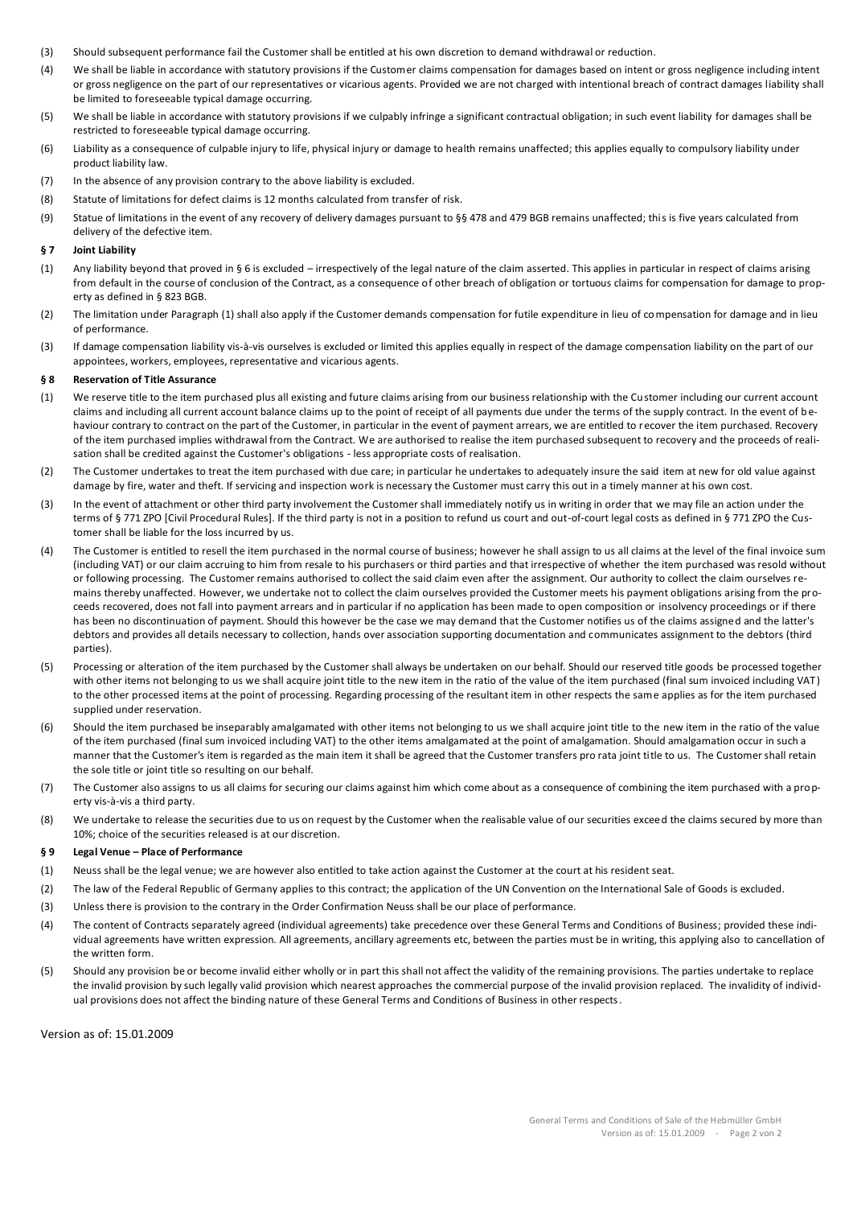(3) Should subsequent performance fail the Customer shall be entitled at his own discretion to demand withdrawal or reduction.

(4) We shall be liable in accordance with statutory provisions if the Customer claims compensation for damages based on intent or gross negligence including intent or gross negligence on the part of our representatives or vicarious agents. Provided we are not charged with intentional breach of contract damages liability shall be limited to foreseeable typical damage occurring.

(5) We shall be liable in accordance with statutory provisions if we culpably infringe a significant contractual obligation; in such event liability for damages shall be restricted to foreseeable typical damage occurring.

(6) Liability as a consequence of culpable injury to life, physical injury or damage to health remains unaffected; this applies equally to compulsory liability under product liability law.

(7) In the absence of any provision contrary to the above liability is excluded.

(8) Statute of limitations for defect claims is 12 months calculated from transfer of risk.

(9) Statue of limitations in the event of any recovery of delivery damages pursuant to §§ 478 and 479 BGB remains unaffected; this is five years calculated from delivery of the defective item.

### § 7 Joint Liability

(1) Any liability beyond that proved in § 6 is excluded – irrespectively of the legal nature of the claim asserted. This applies in particular in respect of claims arising from default in the course of conclusion of the Contract, as a consequence of other breach of obligation or tortuous claims for compensation for damage to property as defined in § 823 BGB.

(2) The limitation under Paragraph (1) shall also apply if the Customer demands compensation for futile expenditure in lieu of compensation for damage and in lieu of performance.

(3) If damage compensation liability vis-à-vis ourselves is excluded or limited this applies equally in respect of the damage compensation liability on the part of our appointees, workers, employees, representative and vicarious agents.

### § 8 Reservation of Title Assurance

(1) We reserve title to the item purchased plus all existing and future claims arising from our business relationship with the Customer including our current account claims and including all current account balance claims up to the point of receipt of all payments due under the terms of the supply contract. In the event of behaviour contrary to contract on the part of the Customer, in particular in the event of payment arrears, we are entitled to recover the item purchased. Recovery of the item purchased implies withdrawal from the Contract. We are authorised to realise the item purchased subsequent to recovery and the proceeds of realisation shall be credited against the Customer's obligations - less appropriate costs of realisation.

(2) The Customer undertakes to treat the item purchased with due care; in particular he undertakes to adequately insure the said item at new for old value against damage by fire, water and theft. If servicing and inspection work is necessary the Customer must carry this out in a timely manner at his own cost.

(3) In the event of attachment or other third party involvement the Customer shall immediately notify us in writing in order that we may file an action under the terms of § 771 ZPO [Civil Procedural Rules]. If the third party is not in a position to refund us court and out-of-court legal costs as defined in § 771 ZPO the Customer shall be liable for the loss incurred by us.

(4) The Customer is entitled to resell the item purchased in the normal course of business; however he shall assign to us all claims at the level of the final invoice sum (including VAT) or our claim accruing to him from resale to his purchasers or third parties and that irrespective of whether the item purchased was resold without or following processing. The Customer remains authorised to collect the said claim even after the assignment. Our authority to collect the claim ourselves remains thereby unaffected. However, we undertake not to collect the claim ourselves provided the Customer meets his payment obligations arising from the proceeds recovered, does not fall into payment arrears and in particular if no application has been made to open composition or insolvency proceedings or if there has been no discontinuation of payment. Should this however be the case we may demand that the Customer notifies us of the claims assigned and the latter's debtors and provides all details necessary to collection, hands over association supporting documentation and communicates assignment to the debtors (third parties).

(5) Processing or alteration of the item purchased by the Customer shall always be undertaken on our behalf. Should our reserved title goods be processed together with other items not belonging to us we shall acquire joint title to the new item in the ratio of the value of the item purchased (final sum invoiced including VAT) to the other processed items at the point of processing. Regarding processing of the resultant item in other respects the same applies as for the item purchased supplied under reservation.

(6) Should the item purchased be inseparably amalgamated with other items not belonging to us we shall acquire joint title to the new item in the ratio of the value of the item purchased (final sum invoiced including VAT) to the other items amalgamated at the point of amalgamation. Should amalgamation occur in such a manner that the Customer's item is regarded as the main item it shall be agreed that the Customer transfers pro rata joint title to us. The Customer shall retain the sole title or joint title so resulting on our behalf.

(7) The Customer also assigns to us all claims for securing our claims against him which come about as a consequence of combining the item purchased with a property vis-à-vis a third party.

(8) We undertake to release the securities due to us on request by the Customer when the realisable value of our securities exceed the claims secured by more than 10%; choice of the securities released is at our discretion.

### § 9 Legal Venue – Place of Performance

(1) Neuss shall be the legal venue; we are however also entitled to take action against the Customer at the court at his resident seat.

(2) The law of the Federal Republic of Germany applies to this contract; the application of the UN Convention on the International Sale of Goods is excluded.

(3) Unless there is provision to the contrary in the Order Confirmation Neuss shall be our place of performance.

(4) The content of Contracts separately agreed (individual agreements) take precedence over these General Terms and Conditions of Business; provided these individual agreements have written expression. All agreements, ancillary agreements etc, between the parties must be in writing, this applying also to cancellation of the written form.

(5) Should any provision be or become invalid either wholly or in part this shall not affect the validity of the remaining provisions. The parties undertake to replace the invalid provision by such legally valid provision which nearest approaches the commercial purpose of the invalid provision replaced. The invalidity of individual provisions does not affect the binding nature of these General Terms and Conditions of Business in other respects.

Version as of: 15.01.2009